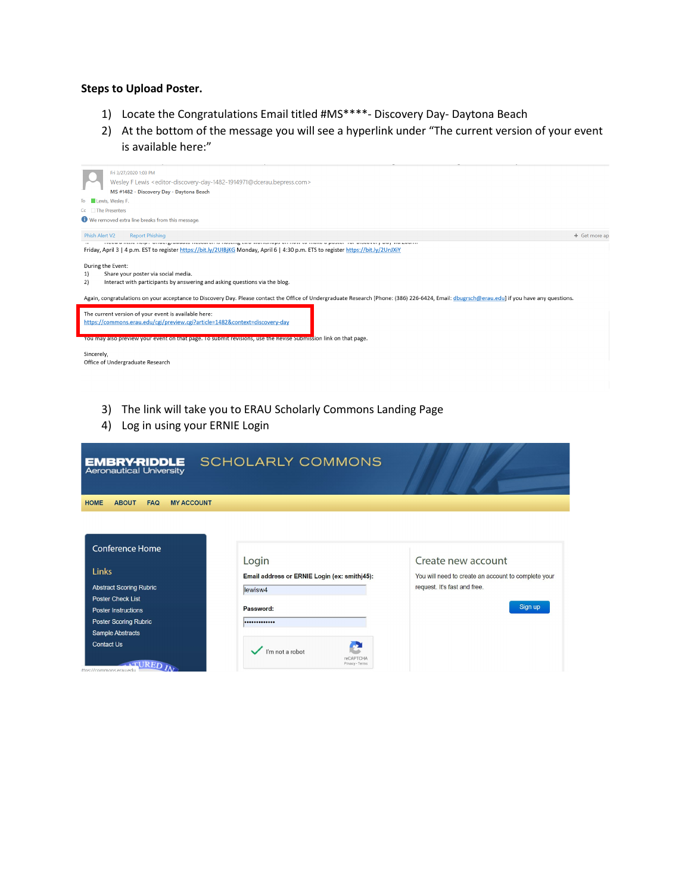**Steps to Upload Poster.**

1) Locate the Congratulations Email titled #MS****- Discovery Day- Daytona Beach
2) At the bottom of the message you will see a hyperlink under "The current version of your event is available here:"

Fri 3/27/2020 1:03 PM
Wesley F Lewis <editor-discovery-day-1482-1914971@dcerau.bepress.com>
MS #1482 - Discovery Day - Daytona Beach
To Lewis, Wesley F.
Cc The Presenters
We removed extra line breaks from this message.

Phish Alert V2 Report Phishing

Friday, April 3 | 4 p.m. EST to register https://bit.ly/2UIBjKG Monday, April 6 | 4:30 p.m. ETS to register https://bit.ly/2UnJXiY

During the Event:
1) Share your poster via social media.
2) Interact with participants by answering and asking questions via the blog.

Again, congratulations on your acceptance to Discovery Day. Please contact the Office of Undergraduate Research [Phone: (386) 226-6424, Email: dbugrsch@erau.edu] if you have any questions.

The current version of your event is available here:
https://commons.erau.edu/cgi/preview.cgi?article=1482&context=discovery-day

You may also preview your event on that page. To submit revisions, use the Revise Submission link on that page.

Sincerely,
Office of Undergraduate Research

3) The link will take you to ERAU Scholarly Commons Landing Page
4) Log in using your ERNIE Login

EMBRY-RIDDLE Aeronautical University SCHOLARLY COMMONS

HOME ABOUT FAQ MY ACCOUNT

Conference Home

Links
- Abstract Scoring Rubric
- Poster Check List
- Poster Instructions
- Poster Scoring Rubric
- Sample Abstracts
- Contact Us

Login
Email address or ERNIE Login (ex: smithj45): lewisw4
Password: ••••••••••••••
I'm not a robot

Create new account
You will need to create an account to complete your request. It's fast and free.
Sign up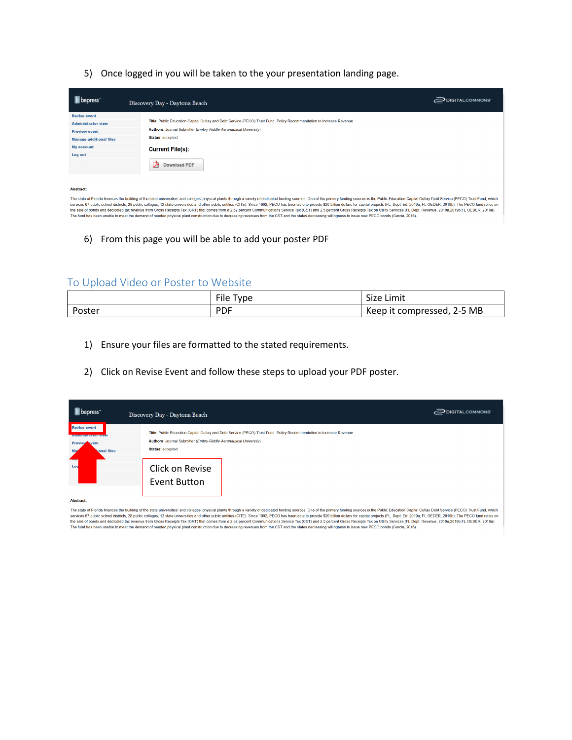5) Once logged in you will be taken to the your presentation landing page.

6) From this page you will be able to add your poster PDF

## To Upload Video or Poster to Website

| | File Type | Size Limit |
|---|---|---|
| Poster | PDF | Keep it compressed, 2-5 MB |

1) Ensure your files are formatted to the stated requirements.

2) Click on Revise Event and follow these steps to upload your PDF poster.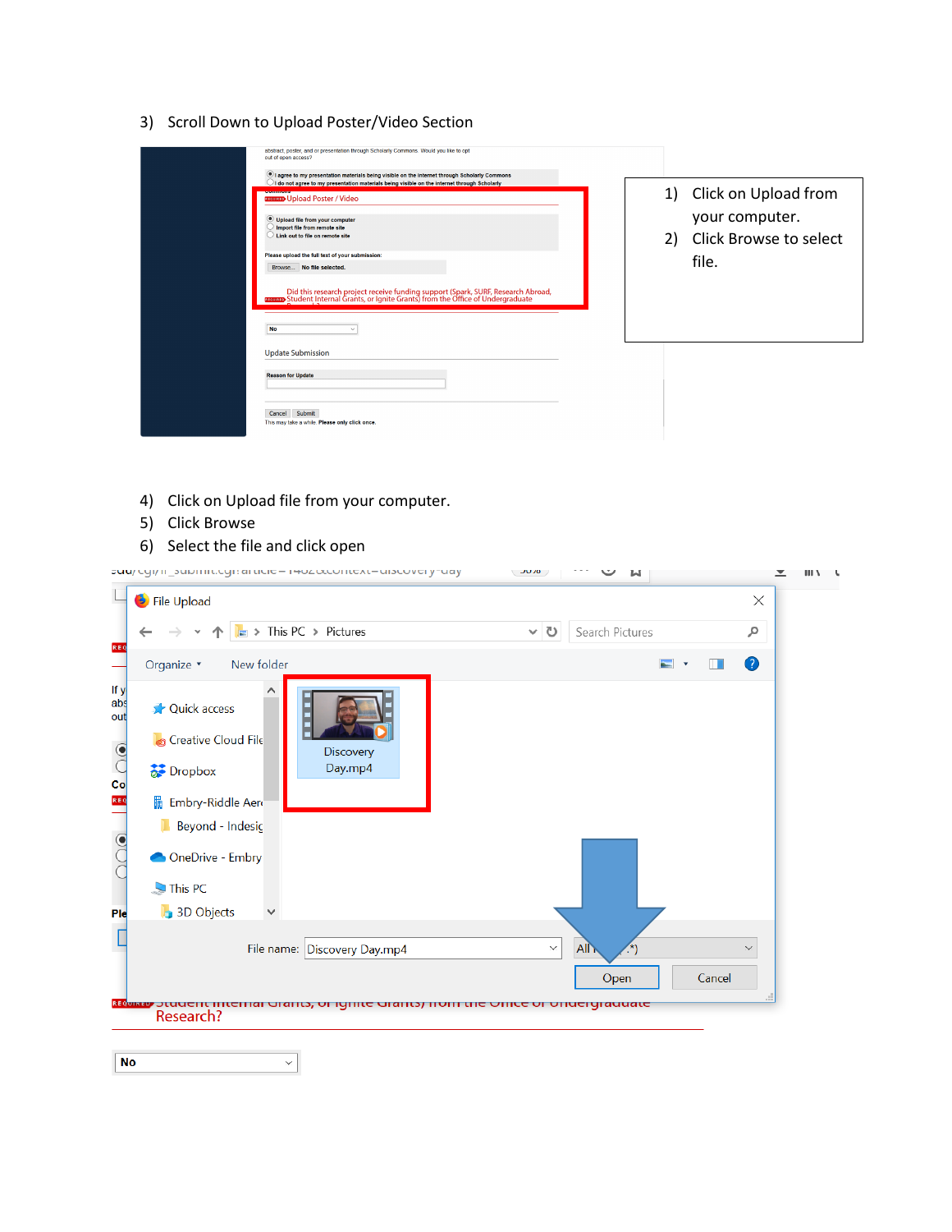3) Scroll Down to Upload Poster/Video Section

1) Click on Upload from your computer.
2) Click Browse to select file.

4) Click on Upload file from your computer.
5) Click Browse
6) Select the file and click open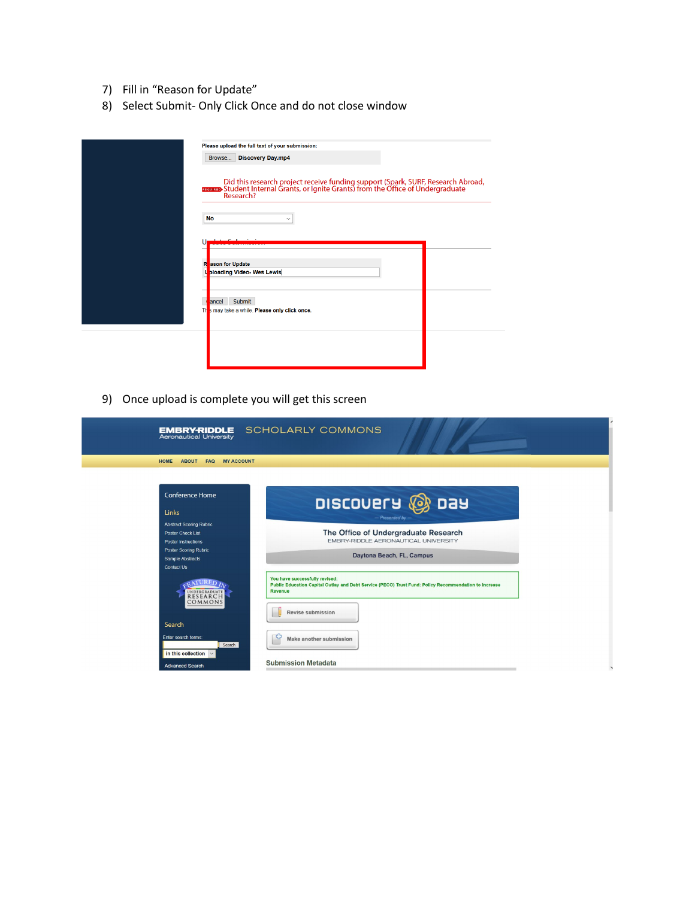7) Fill in "Reason for Update"
8) Select Submit- Only Click Once and do not close window

9) Once upload is complete you will get this screen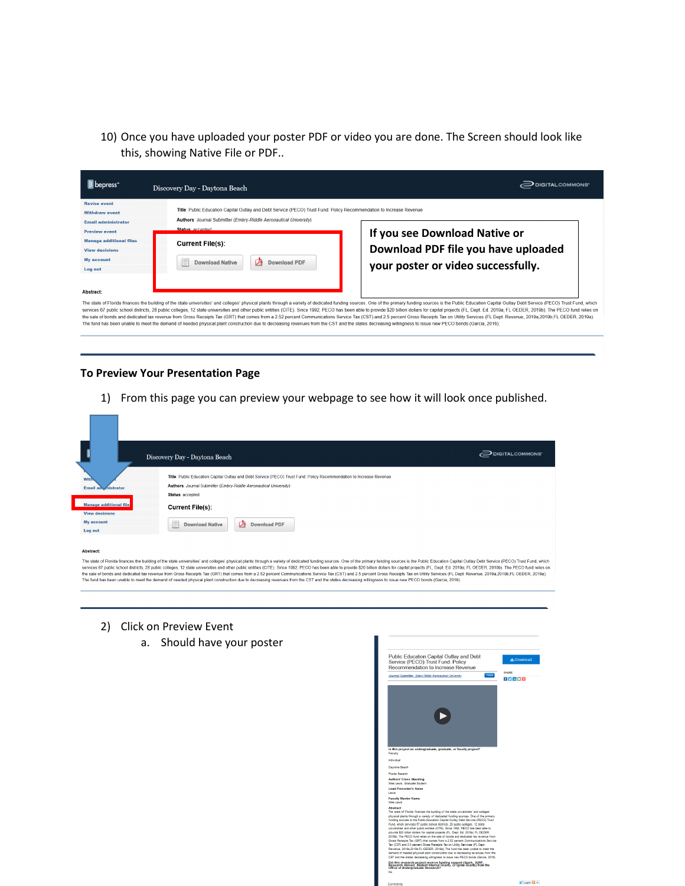10) Once you have uploaded your poster PDF or video you are done. The Screen should look like this, showing Native File or PDF..

bepress Discovery Day - Daytona Beach DIGITALCOMMONS

Revise event
Withdraw event
Email administrator
Preview event
Manage additional files
View decisions
My account
Log out

Title: Public Education Capital Outlay and Debt Service (PECO) Trust Fund: Policy Recommendation to Increase Revenue

Authors: Journal Submitter (*Embry-Riddle Aeronautical University*)

Status: accepted

Current File(s):

Download Native Download PDF

**If you see Download Native or Download PDF file you have uploaded your poster or video successfully.**

Abstract:

The state of Florida finances the building of the state universities' and colleges' physical plants through a variety of dedicated funding sources. One of the primary funding sources is the Public Education Capital Outlay Debt Service (PECO) Trust Fund, which services 67 public school districts, 28 public colleges, 12 state universities and other public entities (CITE). Since 1992, PECO has been able to provide $20 billion dollars for capital projects (FL Dept. Ed. 2019a; FL OEDER, 2019b). The PECO fund relies on the sale of bonds and dedicated tax revenue from Gross Receipts Tax (GRT) that comes from a 2.52 percent Communications Service Tax (CST) and 2.5 percent Gross Receipts Tax on Utility Services (FL Dept. Revenue, 2019a,2019b;FL OEDER, 2019a). The fund has been unable to meet the demand of needed physical plant construction due to decreasing revenues from the CST and the states decreasing willingness to issue new PECO bonds (Garcia, 2016).

## To Preview Your Presentation Page

1) From this page you can preview your webpage to see how it will look once published.

Discovery Day - Daytona Beach DIGITALCOMMONS

Manage additional file

2) Click on Preview Event
    a. Should have your poster